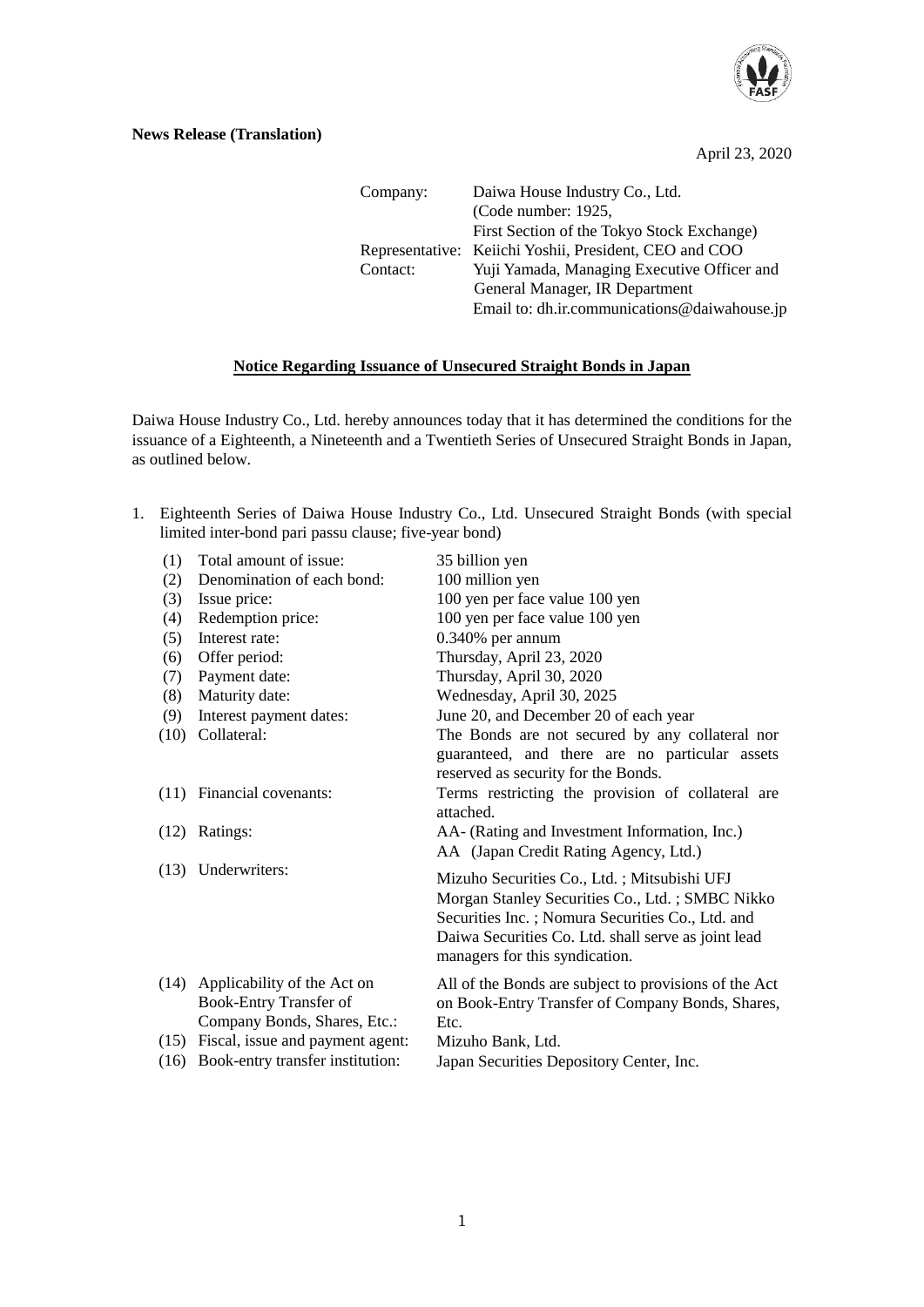**News Release (Translation)**

April 23, 2020

| | |
|---|---|
| Company: | Daiwa House Industry Co., Ltd. (Code number: 1925, First Section of the Tokyo Stock Exchange) |
| Representative: | Keiichi Yoshii, President, CEO and COO |
| Contact: | Yuji Yamada, Managing Executive Officer and General Manager, IR Department<br>Email to: dh.ir.communications@daiwahouse.jp |

## Notice Regarding Issuance of Unsecured Straight Bonds in Japan

Daiwa House Industry Co., Ltd. hereby announces today that it has determined the conditions for the issuance of a Eighteenth, a Nineteenth and a Twentieth Series of Unsecured Straight Bonds in Japan, as outlined below.

1. Eighteenth Series of Daiwa House Industry Co., Ltd. Unsecured Straight Bonds (with special limited inter-bond pari passu clause; five-year bond)

| | | |
|---|---|---|
| (1) | Total amount of issue: | 35 billion yen |
| (2) | Denomination of each bond: | 100 million yen |
| (3) | Issue price: | 100 yen per face value 100 yen |
| (4) | Redemption price: | 100 yen per face value 100 yen |
| (5) | Interest rate: | 0.340% per annum |
| (6) | Offer period: | Thursday, April 23, 2020 |
| (7) | Payment date: | Thursday, April 30, 2020 |
| (8) | Maturity date: | Wednesday, April 30, 2025 |
| (9) | Interest payment dates: | June 20, and December 20 of each year |
| (10) | Collateral: | The Bonds are not secured by any collateral nor guaranteed, and there are no particular assets reserved as security for the Bonds. |
| (11) | Financial covenants: | Terms restricting the provision of collateral are attached. |
| (12) | Ratings: | AA- (Rating and Investment Information, Inc.)<br>AA (Japan Credit Rating Agency, Ltd.) |
| (13) | Underwriters: | Mizuho Securities Co., Ltd. ; Mitsubishi UFJ Morgan Stanley Securities Co., Ltd. ; SMBC Nikko Securities Inc. ; Nomura Securities Co., Ltd. and Daiwa Securities Co. Ltd. shall serve as joint lead managers for this syndication. |
| (14) | Applicability of the Act on Book-Entry Transfer of Company Bonds, Shares, Etc.: | All of the Bonds are subject to provisions of the Act on Book-Entry Transfer of Company Bonds, Shares, Etc. |
| (15) | Fiscal, issue and payment agent: | Mizuho Bank, Ltd. |
| (16) | Book-entry transfer institution: | Japan Securities Depository Center, Inc. |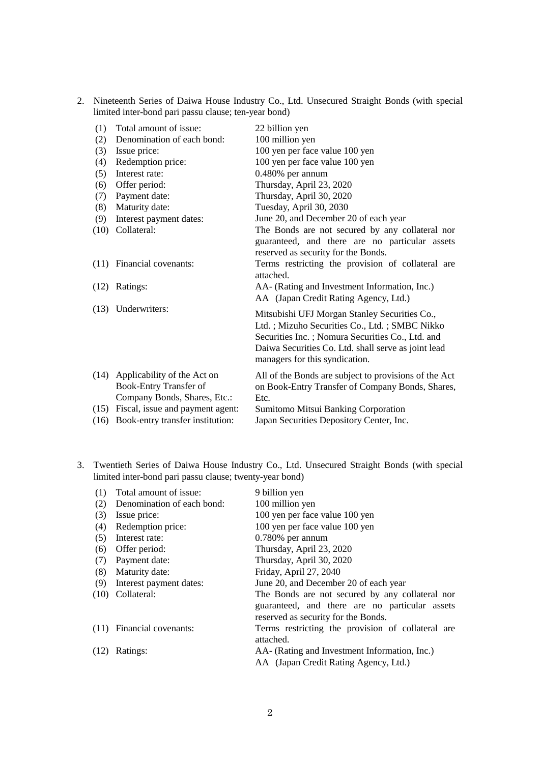2. Nineteenth Series of Daiwa House Industry Co., Ltd. Unsecured Straight Bonds (with special limited inter-bond pari passu clause; ten-year bond)

| | | |
|---|---|---|
| (1) | Total amount of issue: | 22 billion yen |
| (2) | Denomination of each bond: | 100 million yen |
| (3) | Issue price: | 100 yen per face value 100 yen |
| (4) | Redemption price: | 100 yen per face value 100 yen |
| (5) | Interest rate: | 0.480% per annum |
| (6) | Offer period: | Thursday, April 23, 2020 |
| (7) | Payment date: | Thursday, April 30, 2020 |
| (8) | Maturity date: | Tuesday, April 30, 2030 |
| (9) | Interest payment dates: | June 20, and December 20 of each year |
| (10) | Collateral: | The Bonds are not secured by any collateral nor guaranteed, and there are no particular assets reserved as security for the Bonds. |
| (11) | Financial covenants: | Terms restricting the provision of collateral are attached. |
| (12) | Ratings: | AA- (Rating and Investment Information, Inc.)<br>AA (Japan Credit Rating Agency, Ltd.) |
| (13) | Underwriters: | Mitsubishi UFJ Morgan Stanley Securities Co., Ltd. ; Mizuho Securities Co., Ltd. ; SMBC Nikko Securities Inc. ; Nomura Securities Co., Ltd. and Daiwa Securities Co. Ltd. shall serve as joint lead managers for this syndication. |
| (14) | Applicability of the Act on Book-Entry Transfer of Company Bonds, Shares, Etc.: | All of the Bonds are subject to provisions of the Act on Book-Entry Transfer of Company Bonds, Shares, Etc. |
| (15) | Fiscal, issue and payment agent: | Sumitomo Mitsui Banking Corporation |
| (16) | Book-entry transfer institution: | Japan Securities Depository Center, Inc. |

3. Twentieth Series of Daiwa House Industry Co., Ltd. Unsecured Straight Bonds (with special limited inter-bond pari passu clause; twenty-year bond)

| | | |
|---|---|---|
| (1) | Total amount of issue: | 9 billion yen |
| (2) | Denomination of each bond: | 100 million yen |
| (3) | Issue price: | 100 yen per face value 100 yen |
| (4) | Redemption price: | 100 yen per face value 100 yen |
| (5) | Interest rate: | 0.780% per annum |
| (6) | Offer period: | Thursday, April 23, 2020 |
| (7) | Payment date: | Thursday, April 30, 2020 |
| (8) | Maturity date: | Friday, April 27, 2040 |
| (9) | Interest payment dates: | June 20, and December 20 of each year |
| (10) | Collateral: | The Bonds are not secured by any collateral nor guaranteed, and there are no particular assets reserved as security for the Bonds. |
| (11) | Financial covenants: | Terms restricting the provision of collateral are attached. |
| (12) | Ratings: | AA- (Rating and Investment Information, Inc.)<br>AA (Japan Credit Rating Agency, Ltd.) |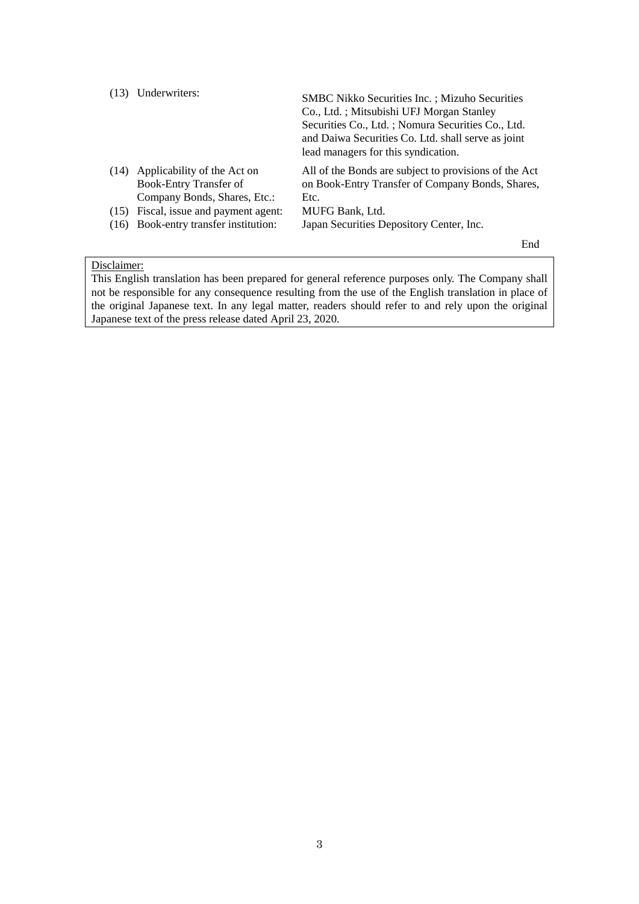(13) Underwriters: SMBC Nikko Securities Inc. ; Mizuho Securities Co., Ltd. ; Mitsubishi UFJ Morgan Stanley Securities Co., Ltd. ; Nomura Securities Co., Ltd. and Daiwa Securities Co. Ltd. shall serve as joint lead managers for this syndication.

(14) Applicability of the Act on Book-Entry Transfer of Company Bonds, Shares, Etc.: All of the Bonds are subject to provisions of the Act on Book-Entry Transfer of Company Bonds, Shares, Etc.

(15) Fiscal, issue and payment agent: MUFG Bank, Ltd.

(16) Book-entry transfer institution: Japan Securities Depository Center, Inc.

End

Disclaimer:

This English translation has been prepared for general reference purposes only. The Company shall not be responsible for any consequence resulting from the use of the English translation in place of the original Japanese text. In any legal matter, readers should refer to and rely upon the original Japanese text of the press release dated April 23, 2020.